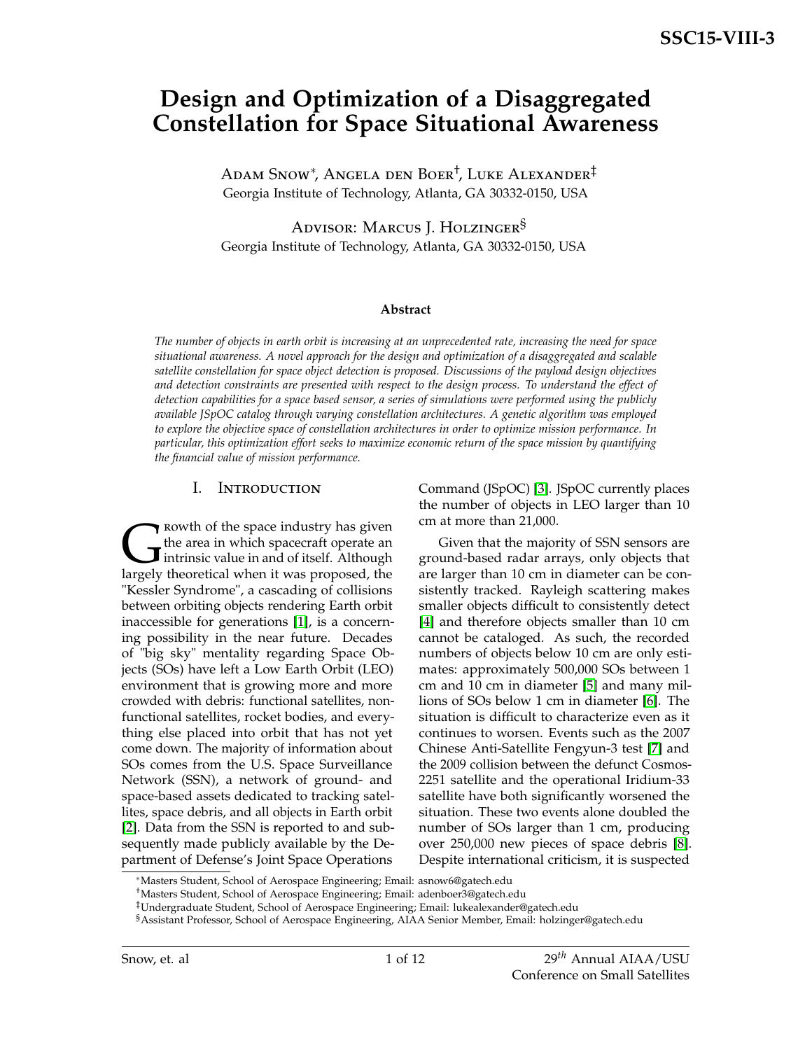# Design and Optimization of a Disaggregated Constellation for Space Situational Awareness

Adam Snow*, Angela den Boer†, Luke Alexander‡

Georgia Institute of Technology, Atlanta, GA 30332-0150, USA

Advisor: Marcus J. Holzinger§

Georgia Institute of Technology, Atlanta, GA 30332-0150, USA

### Abstract

*The number of objects in earth orbit is increasing at an unprecedented rate, increasing the need for space situational awareness. A novel approach for the design and optimization of a disaggregated and scalable satellite constellation for space object detection is proposed. Discussions of the payload design objectives and detection constraints are presented with respect to the design process. To understand the effect of detection capabilities for a space based sensor, a series of simulations were performed using the publicly available JSpOC catalog through varying constellation architectures. A genetic algorithm was employed to explore the objective space of constellation architectures in order to optimize mission performance. In particular, this optimization effort seeks to maximize economic return of the space mission by quantifying the financial value of mission performance.*

## I. Introduction

Growth of the space industry has given the area in which spacecraft operate an intrinsic value in and of itself. Although largely theoretical when it was proposed, the "Kessler Syndrome", a cascading of collisions between orbiting objects rendering Earth orbit inaccessible for generations [1], is a concerning possibility in the near future. Decades of "big sky" mentality regarding Space Objects (SOs) have left a Low Earth Orbit (LEO) environment that is growing more and more crowded with debris: functional satellites, non-functional satellites, rocket bodies, and everything else placed into orbit that has not yet come down. The majority of information about SOs comes from the U.S. Space Surveillance Network (SSN), a network of ground- and space-based assets dedicated to tracking satellites, space debris, and all objects in Earth orbit [2]. Data from the SSN is reported to and subsequently made publicly available by the Department of Defense's Joint Space Operations Command (JSpOC) [3]. JSpOC currently places the number of objects in LEO larger than 10 cm at more than 21,000.

Given that the majority of SSN sensors are ground-based radar arrays, only objects that are larger than 10 cm in diameter can be consistently tracked. Rayleigh scattering makes smaller objects difficult to consistently detect [4] and therefore objects smaller than 10 cm cannot be cataloged. As such, the recorded numbers of objects below 10 cm are only estimates: approximately 500,000 SOs between 1 cm and 10 cm in diameter [5] and many millions of SOs below 1 cm in diameter [6]. The situation is difficult to characterize even as it continues to worsen. Events such as the 2007 Chinese Anti-Satellite Fengyun-3 test [7] and the 2009 collision between the defunct Cosmos-2251 satellite and the operational Iridium-33 satellite have both significantly worsened the situation. These two events alone doubled the number of SOs larger than 1 cm, producing over 250,000 new pieces of space debris [8]. Despite international criticism, it is suspected

*Masters Student, School of Aerospace Engineering; Email: asnow6@gatech.edu

†Masters Student, School of Aerospace Engineering; Email: adenboer3@gatech.edu

‡Undergraduate Student, School of Aerospace Engineering; Email: lukealexander@gatech.edu

§Assistant Professor, School of Aerospace Engineering, AIAA Senior Member, Email: holzinger@gatech.edu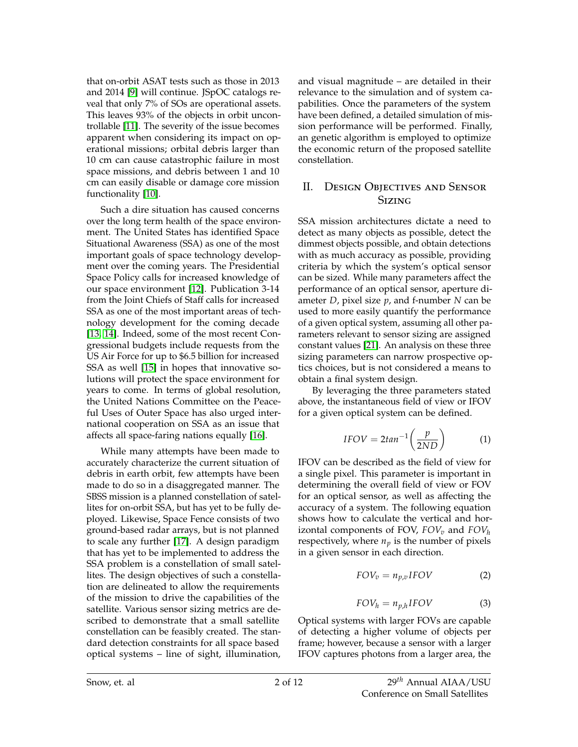that on-orbit ASAT tests such as those in 2013 and 2014 [9] will continue. JSpOC catalogs reveal that only 7% of SOs are operational assets. This leaves 93% of the objects in orbit uncontrollable [11]. The severity of the issue becomes apparent when considering its impact on operational missions; orbital debris larger than 10 cm can cause catastrophic failure in most space missions, and debris between 1 and 10 cm can easily disable or damage core mission functionality [10].

Such a dire situation has caused concerns over the long term health of the space environment. The United States has identified Space Situational Awareness (SSA) as one of the most important goals of space technology development over the coming years. The Presidential Space Policy calls for increased knowledge of our space environment [12]. Publication 3-14 from the Joint Chiefs of Staff calls for increased SSA as one of the most important areas of technology development for the coming decade [13, 14]. Indeed, some of the most recent Congressional budgets include requests from the US Air Force for up to $6.5 billion for increased SSA as well [15] in hopes that innovative solutions will protect the space environment for years to come. In terms of global resolution, the United Nations Committee on the Peaceful Uses of Outer Space has also urged international cooperation on SSA as an issue that affects all space-faring nations equally [16].

While many attempts have been made to accurately characterize the current situation of debris in earth orbit, few attempts have been made to do so in a disaggregated manner. The SBSS mission is a planned constellation of satellites for on-orbit SSA, but has yet to be fully deployed. Likewise, Space Fence consists of two ground-based radar arrays, but is not planned to scale any further [17]. A design paradigm that has yet to be implemented to address the SSA problem is a constellation of small satellites. The design objectives of such a constellation are delineated to allow the requirements of the mission to drive the capabilities of the satellite. Various sensor sizing metrics are described to demonstrate that a small satellite constellation can be feasibly created. The standard detection constraints for all space based optical systems – line of sight, illumination, and visual magnitude – are detailed in their relevance to the simulation and of system capabilities. Once the parameters of the system have been defined, a detailed simulation of mission performance will be performed. Finally, an genetic algorithm is employed to optimize the economic return of the proposed satellite constellation.

## II. Design Objectives and Sensor Sizing

SSA mission architectures dictate a need to detect as many objects as possible, detect the dimmest objects possible, and obtain detections with as much accuracy as possible, providing criteria by which the system's optical sensor can be sized. While many parameters affect the performance of an optical sensor, aperture diameter $D$, pixel size $p$, and f-number $N$ can be used to more easily quantify the performance of a given optical system, assuming all other parameters relevant to sensor sizing are assigned constant values [21]. An analysis on these three sizing parameters can narrow prospective optics choices, but is not considered a means to obtain a final system design.

By leveraging the three parameters stated above, the instantaneous field of view or IFOV for a given optical system can be defined.

$$IFOV = 2tan^{-1}\left(\frac{p}{2ND}\right) \tag{1}$$

IFOV can be described as the field of view for a single pixel. This parameter is important in determining the overall field of view or FOV for an optical sensor, as well as affecting the accuracy of a system. The following equation shows how to calculate the vertical and horizontal components of FOV, $FOV_v$ and $FOV_h$ respectively, where $n_p$ is the number of pixels in a given sensor in each direction.

$$FOV_v = n_{p,v}IFOV \tag{2}$$

$$FOV_h = n_{p,h}IFOV \tag{3}$$

Optical systems with larger FOVs are capable of detecting a higher volume of objects per frame; however, because a sensor with a larger IFOV captures photons from a larger area, the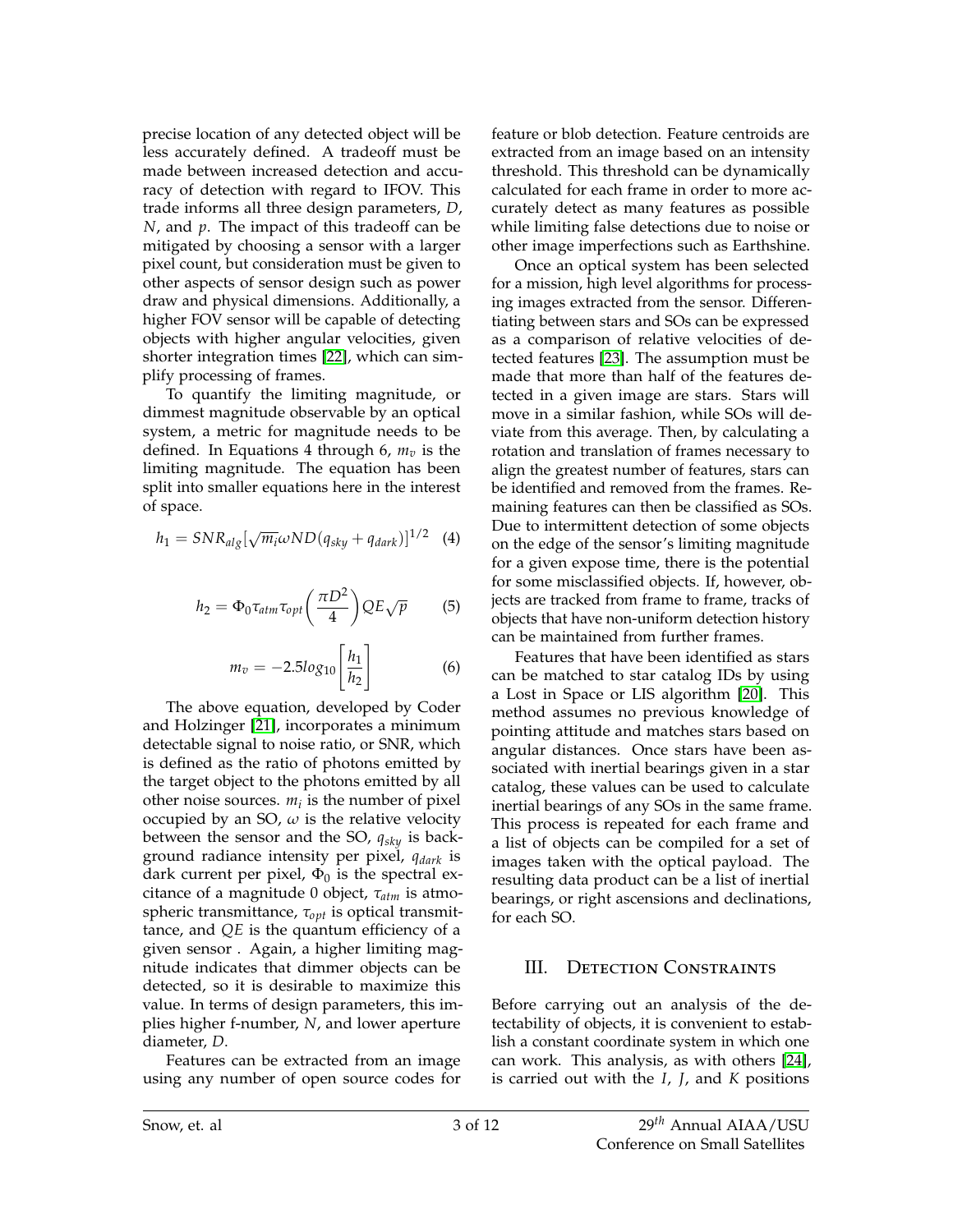precise location of any detected object will be less accurately defined. A tradeoff must be made between increased detection and accuracy of detection with regard to IFOV. This trade informs all three design parameters, $D$, $N$, and $p$. The impact of this tradeoff can be mitigated by choosing a sensor with a larger pixel count, but consideration must be given to other aspects of sensor design such as power draw and physical dimensions. Additionally, a higher FOV sensor will be capable of detecting objects with higher angular velocities, given shorter integration times [22], which can simplify processing of frames.

To quantify the limiting magnitude, or dimmest magnitude observable by an optical system, a metric for magnitude needs to be defined. In Equations 4 through 6, $m_v$ is the limiting magnitude. The equation has been split into smaller equations here in the interest of space.

$$h_1 = SNR_{alg}[\sqrt{m_i}\omega ND(q_{sky} + q_{dark})]^{1/2} \quad (4)$$

$$h_2 = \Phi_0 \tau_{atm} \tau_{opt} \left( \frac{\pi D^2}{4} \right) QE \sqrt{p} \quad (5)$$

$$m_v = -2.5 log_{10} \left[ \frac{h_1}{h_2} \right] \quad (6)$$

The above equation, developed by Coder and Holzinger [21], incorporates a minimum detectable signal to noise ratio, or SNR, which is defined as the ratio of photons emitted by the target object to the photons emitted by all other noise sources. $m_i$ is the number of pixel occupied by an SO, $\omega$ is the relative velocity between the sensor and the SO, $q_{sky}$ is background radiance intensity per pixel, $q_{dark}$ is dark current per pixel, $\Phi_0$ is the spectral excitance of a magnitude 0 object, $\tau_{atm}$ is atmospheric transmittance, $\tau_{opt}$ is optical transmittance, and $QE$ is the quantum efficiency of a given sensor . Again, a higher limiting magnitude indicates that dimmer objects can be detected, so it is desirable to maximize this value. In terms of design parameters, this implies higher f-number, $N$, and lower aperture diameter, $D$.

Features can be extracted from an image using any number of open source codes for feature or blob detection. Feature centroids are extracted from an image based on an intensity threshold. This threshold can be dynamically calculated for each frame in order to more accurately detect as many features as possible while limiting false detections due to noise or other image imperfections such as Earthshine.

Once an optical system has been selected for a mission, high level algorithms for processing images extracted from the sensor. Differentiating between stars and SOs can be expressed as a comparison of relative velocities of detected features [23]. The assumption must be made that more than half of the features detected in a given image are stars. Stars will move in a similar fashion, while SOs will deviate from this average. Then, by calculating a rotation and translation of frames necessary to align the greatest number of features, stars can be identified and removed from the frames. Remaining features can then be classified as SOs. Due to intermittent detection of some objects on the edge of the sensor's limiting magnitude for a given expose time, there is the potential for some misclassified objects. If, however, objects are tracked from frame to frame, tracks of objects that have non-uniform detection history can be maintained from further frames.

Features that have been identified as stars can be matched to star catalog IDs by using a Lost in Space or LIS algorithm [20]. This method assumes no previous knowledge of pointing attitude and matches stars based on angular distances. Once stars have been associated with inertial bearings given in a star catalog, these values can be used to calculate inertial bearings of any SOs in the same frame. This process is repeated for each frame and a list of objects can be compiled for a set of images taken with the optical payload. The resulting data product can be a list of inertial bearings, or right ascensions and declinations, for each SO.

## III. Detection Constraints

Before carrying out an analysis of the detectability of objects, it is convenient to establish a constant coordinate system in which one can work. This analysis, as with others [24], is carried out with the $I$, $J$, and $K$ positions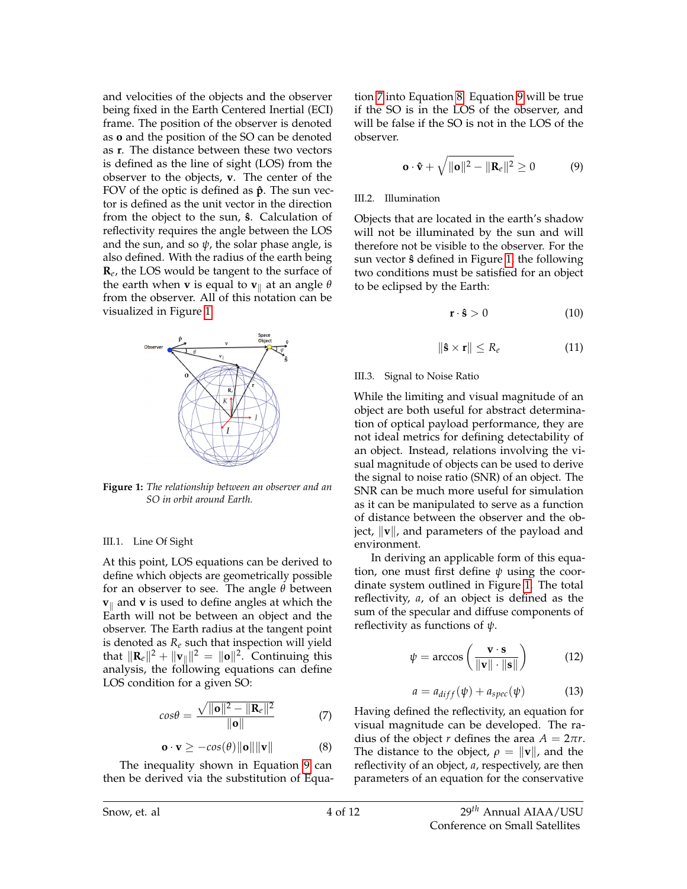and velocities of the objects and the observer being fixed in the Earth Centered Inertial (ECI) frame. The position of the observer is denoted as $\mathbf{o}$ and the position of the SO can be denoted as $\mathbf{r}$. The distance between these two vectors is defined as the line of sight (LOS) from the observer to the objects, $\mathbf{v}$. The center of the FOV of the optic is defined as $\hat{\mathbf{p}}$. The sun vector is defined as the unit vector in the direction from the object to the sun, $\hat{\mathbf{s}}$. Calculation of reflectivity requires the angle between the LOS and the sun, and so $\psi$, the solar phase angle, is also defined. With the radius of the earth being $\mathbf{R}_e$, the LOS would be tangent to the surface of the earth when $\mathbf{v}$ is equal to $\mathbf{v}_{\parallel}$ at an angle $\theta$ from the observer. All of this notation can be visualized in Figure 1.

**Figure 1:** *The relationship between an observer and an SO in orbit around Earth.*

### III.1. Line Of Sight

At this point, LOS equations can be derived to define which objects are geometrically possible for an observer to see. The angle $\theta$ between $\mathbf{v}_{\parallel}$ and $\mathbf{v}$ is used to define angles at which the Earth will not be between an object and the observer. The Earth radius at the tangent point is denoted as $R_e$ such that inspection will yield that $\|\mathbf{R}_e\|^2 + \|\mathbf{v}_{\parallel}\|^2 = \|\mathbf{o}\|^2$. Continuing this analysis, the following equations can define LOS condition for a given SO:

$$cos\theta = \frac{\sqrt{\|\mathbf{o}\|^2 - \|\mathbf{R}_e\|^2}}{\|\mathbf{o}\|} \tag{7}$$

$$\mathbf{o} \cdot \mathbf{v} \geq -cos(\theta)\|\mathbf{o}\|\|\mathbf{v}\| \tag{8}$$

The inequality shown in Equation 9 can then be derived via the substitution of Equation 7 into Equation 8. Equation 9 will be true if the SO is in the LOS of the observer, and will be false if the SO is not in the LOS of the observer.

$$\mathbf{o} \cdot \hat{\mathbf{v}} + \sqrt{\|\mathbf{o}\|^2 - \|\mathbf{R}_e\|^2} \geq 0 \tag{9}$$

### III.2. Illumination

Objects that are located in the earth's shadow will not be illuminated by the sun and will therefore not be visible to the observer. For the sun vector $\hat{\mathbf{s}}$ defined in Figure 1, the following two conditions must be satisfied for an object to be eclipsed by the Earth:

$$\mathbf{r} \cdot \hat{\mathbf{s}} > 0 \tag{10}$$

$$\|\hat{\mathbf{s}} \times \mathbf{r}\| \leq R_e \tag{11}$$

### III.3. Signal to Noise Ratio

While the limiting and visual magnitude of an object are both useful for abstract determination of optical payload performance, they are not ideal metrics for defining detectability of an object. Instead, relations involving the visual magnitude of objects can be used to derive the signal to noise ratio (SNR) of an object. The SNR can be much more useful for simulation as it can be manipulated to serve as a function of distance between the observer and the object, $\|\mathbf{v}\|$, and parameters of the payload and environment.

In deriving an applicable form of this equation, one must first define $\psi$ using the coordinate system outlined in Figure 1. The total reflectivity, $a$, of an object is defined as the sum of the specular and diffuse components of reflectivity as functions of $\psi$.

$$\psi = \arccos\left(\frac{\mathbf{v} \cdot \mathbf{s}}{\|\mathbf{v}\| \cdot \|\mathbf{s}\|}\right) \tag{12}$$

$$a = a_{diff}(\psi) + a_{spec}(\psi) \tag{13}$$

Having defined the reflectivity, an equation for visual magnitude can be developed. The radius of the object $r$ defines the area $A = 2\pi r$. The distance to the object, $\rho = \|\mathbf{v}\|$, and the reflectivity of an object, $a$, respectively, are then parameters of an equation for the conservative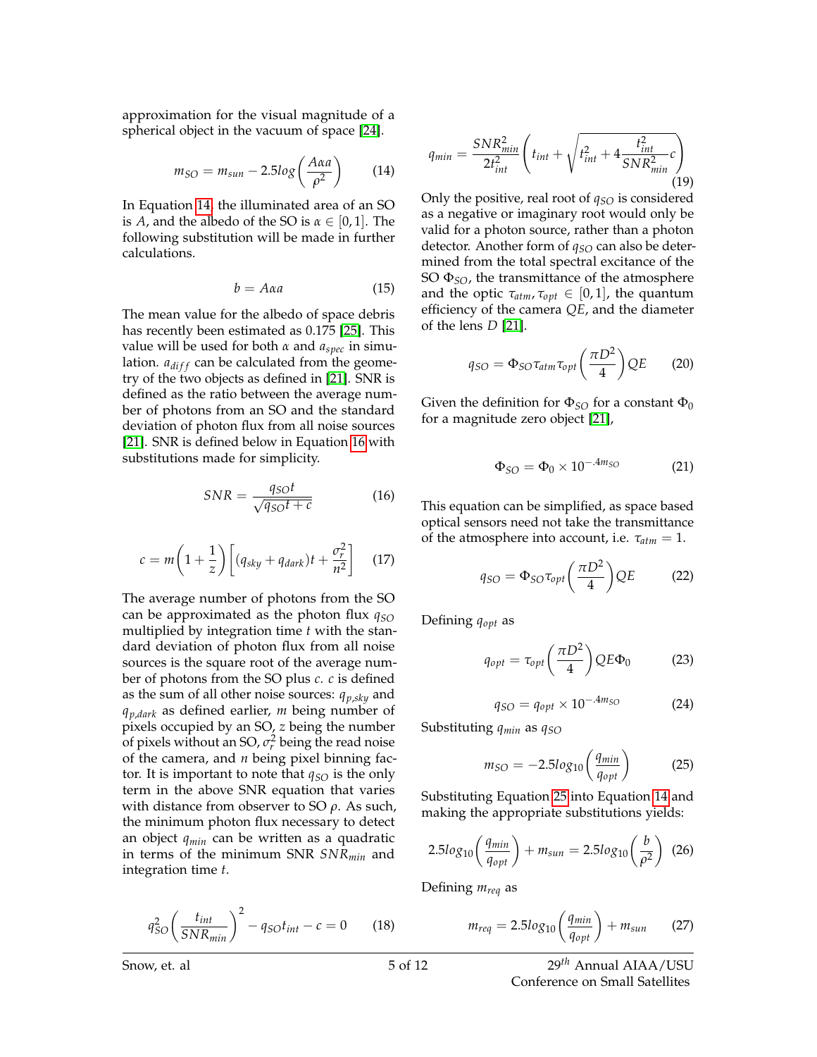approximation for the visual magnitude of a spherical object in the vacuum of space [24].

$$m_{SO} = m_{sun} - 2.5log\left(\frac{A\alpha a}{\rho^2}\right) \tag{14}$$

In Equation 14, the illuminated area of an SO is $A$, and the albedo of the SO is $\alpha \in [0, 1]$. The following substitution will be made in further calculations.

$$b = A\alpha a \tag{15}$$

The mean value for the albedo of space debris has recently been estimated as 0.175 [25]. This value will be used for both $\alpha$ and $a_{spec}$ in simulation. $a_{diff}$ can be calculated from the geometry of the two objects as defined in [21]. SNR is defined as the ratio between the average number of photons from an SO and the standard deviation of photon flux from all noise sources [21]. SNR is defined below in Equation 16 with substitutions made for simplicity.

$$SNR = \frac{q_{SO}t}{\sqrt{q_{SO}t + c}} \tag{16}$$

$$c = m\left(1 + \frac{1}{z}\right)\left[(q_{sky} + q_{dark})t + \frac{\sigma_r^2}{n^2}\right] \tag{17}$$

The average number of photons from the SO can be approximated as the photon flux $q_{SO}$ multiplied by integration time $t$ with the standard deviation of photon flux from all noise sources is the square root of the average number of photons from the SO plus $c$. $c$ is defined as the sum of all other noise sources: $q_{p,sky}$ and $q_{p,dark}$ as defined earlier, $m$ being number of pixels occupied by an SO, $z$ being the number of pixels without an SO, $\sigma_r^2$ being the read noise of the camera, and $n$ being pixel binning factor. It is important to note that $q_{SO}$ is the only term in the above SNR equation that varies with distance from observer to SO $\rho$. As such, the minimum photon flux necessary to detect an object $q_{min}$ can be written as a quadratic in terms of the minimum SNR $SNR_{min}$ and integration time $t$.

$$q_{SO}^2\left(\frac{t_{int}}{SNR_{min}}\right)^2 - q_{SO}t_{int} - c = 0 \tag{18}$$

$$q_{min} = \frac{SNR_{min}^2}{2t_{int}^2}\left(t_{int} + \sqrt{t_{int}^2 + 4\frac{t_{int}^2}{SNR_{min}^2}c}\right) \tag{19}$$

Only the positive, real root of $q_{SO}$ is considered as a negative or imaginary root would only be valid for a photon source, rather than a photon detector. Another form of $q_{SO}$ can also be determined from the total spectral excitance of the SO $\Phi_{SO}$, the transmittance of the atmosphere and the optic $\tau_{atm}, \tau_{opt} \in [0, 1]$, the quantum efficiency of the camera $QE$, and the diameter of the lens $D$ [21].

$$q_{SO} = \Phi_{SO}\tau_{atm}\tau_{opt}\left(\frac{\pi D^2}{4}\right)QE \tag{20}$$

Given the definition for $\Phi_{SO}$ for a constant $\Phi_0$ for a magnitude zero object [21],

$$\Phi_{SO} = \Phi_0 \times 10^{-.4m_{SO}} \tag{21}$$

This equation can be simplified, as space based optical sensors need not take the transmittance of the atmosphere into account, i.e. $\tau_{atm} = 1$.

$$q_{SO} = \Phi_{SO}\tau_{opt}\left(\frac{\pi D^2}{4}\right)QE \tag{22}$$

Defining $q_{opt}$ as

$$q_{opt} = \tau_{opt}\left(\frac{\pi D^2}{4}\right)QE\Phi_0 \tag{23}$$

$$q_{SO} = q_{opt} \times 10^{-.4m_{SO}} \tag{24}$$

Substituting $q_{min}$ as $q_{SO}$

$$m_{SO} = -2.5log_{10}\left(\frac{q_{min}}{q_{opt}}\right) \tag{25}$$

Substituting Equation 25 into Equation 14 and making the appropriate substitutions yields:

$$2.5log_{10}\left(\frac{q_{min}}{q_{opt}}\right) + m_{sun} = 2.5log_{10}\left(\frac{b}{\rho^2}\right) \tag{26}$$

Defining $m_{req}$ as

$$m_{req} = 2.5log_{10}\left(\frac{q_{min}}{q_{opt}}\right) + m_{sun} \tag{27}$$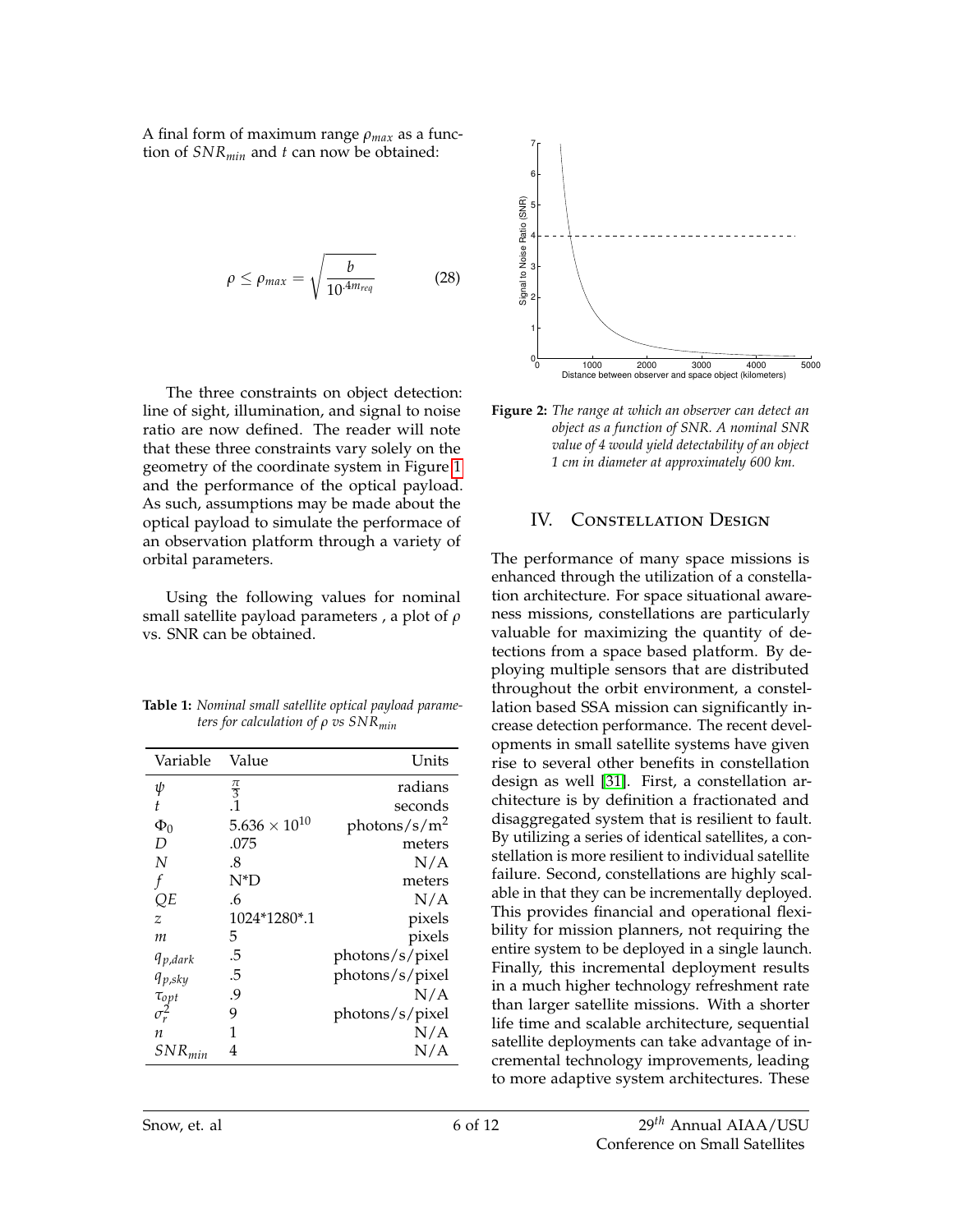A final form of maximum range $\rho_{max}$ as a function of $SNR_{min}$ and $t$ can now be obtained:

$$\rho \leq \rho_{max} = \sqrt{\frac{b}{10^{.4m_{req}}}} \quad (28)$$

The three constraints on object detection: line of sight, illumination, and signal to noise ratio are now defined. The reader will note that these three constraints vary solely on the geometry of the coordinate system in Figure 1 and the performance of the optical payload. As such, assumptions may be made about the optical payload to simulate the performace of an observation platform through a variety of orbital parameters.

Using the following values for nominal small satellite payload parameters , a plot of $\rho$ vs. SNR can be obtained.

**Table 1:** *Nominal small satellite optical payload parameters for calculation of $\rho$ vs $SNR_{min}$*

| Variable | Value | Units |
|---|---|---|
| $\psi$ | $\frac{\pi}{3}$ | radians |
| $t$ | .1 | seconds |
| $\Phi_0$ | $5.636 \times 10^{10}$ | photons/s/m$^2$ |
| $D$ | .075 | meters |
| $N$ | .8 | N/A |
| $f$ | N*D | meters |
| $QE$ | .6 | N/A |
| $z$ | 1024*1280*.1 | pixels |
| $m$ | 5 | pixels |
| $q_{p,dark}$ | .5 | photons/s/pixel |
| $q_{p,sky}$ | .5 | photons/s/pixel |
| $\tau_{opt}$ | .9 | N/A |
| $\sigma_r^2$ | 9 | photons/s/pixel |
| $n$ | 1 | N/A |
| $SNR_{min}$ | 4 | N/A |

**Figure 2:** *The range at which an observer can detect an object as a function of SNR. A nominal SNR value of 4 would yield detectability of an object 1 cm in diameter at approximately 600 km.*

## IV. Constellation Design

The performance of many space missions is enhanced through the utilization of a constellation architecture. For space situational awareness missions, constellations are particularly valuable for maximizing the quantity of detections from a space based platform. By deploying multiple sensors that are distributed throughout the orbit environment, a constellation based SSA mission can significantly increase detection performance. The recent developments in small satellite systems have given rise to several other benefits in constellation design as well [31]. First, a constellation architecture is by definition a fractionated and disaggregated system that is resilient to fault. By utilizing a series of identical satellites, a constellation is more resilient to individual satellite failure. Second, constellations are highly scalable in that they can be incrementally deployed. This provides financial and operational flexibility for mission planners, not requiring the entire system to be deployed in a single launch. Finally, this incremental deployment results in a much higher technology refreshment rate than larger satellite missions. With a shorter life time and scalable architecture, sequential satellite deployments can take advantage of incremental technology improvements, leading to more adaptive system architectures. These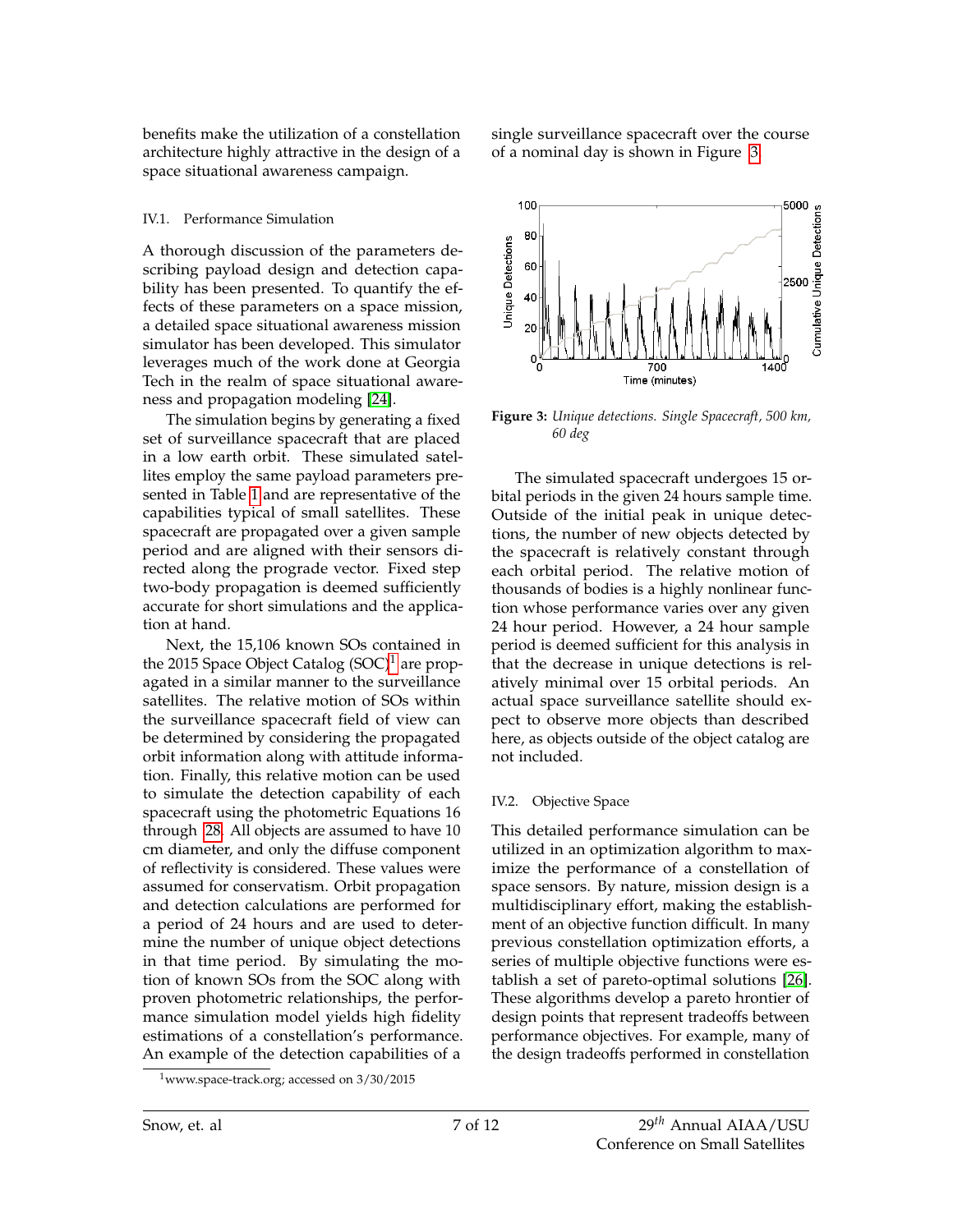benefits make the utilization of a constellation architecture highly attractive in the design of a space situational awareness campaign.

### IV.1. Performance Simulation

A thorough discussion of the parameters describing payload design and detection capability has been presented. To quantify the effects of these parameters on a space mission, a detailed space situational awareness mission simulator has been developed. This simulator leverages much of the work done at Georgia Tech in the realm of space situational awareness and propagation modeling [24].

The simulation begins by generating a fixed set of surveillance spacecraft that are placed in a low earth orbit. These simulated satellites employ the same payload parameters presented in Table 1 and are representative of the capabilities typical of small satellites. These spacecraft are propagated over a given sample period and are aligned with their sensors directed along the prograde vector. Fixed step two-body propagation is deemed sufficiently accurate for short simulations and the application at hand.

Next, the 15,106 known SOs contained in the 2015 Space Object Catalog (SOC)[1] are propagated in a similar manner to the surveillance satellites. The relative motion of SOs within the surveillance spacecraft field of view can be determined by considering the propagated orbit information along with attitude information. Finally, this relative motion can be used to simulate the detection capability of each spacecraft using the photometric Equations 16 through 28. All objects are assumed to have 10 cm diameter, and only the diffuse component of reflectivity is considered. These values were assumed for conservatism. Orbit propagation and detection calculations are performed for a period of 24 hours and are used to determine the number of unique object detections in that time period. By simulating the motion of known SOs from the SOC along with proven photometric relationships, the performance simulation model yields high fidelity estimations of a constellation's performance. An example of the detection capabilities of a single surveillance spacecraft over the course of a nominal day is shown in Figure 3.

**Figure 3:** *Unique detections. Single Spacecraft, 500 km, 60 deg*

The simulated spacecraft undergoes 15 orbital periods in the given 24 hours sample time. Outside of the initial peak in unique detections, the number of new objects detected by the spacecraft is relatively constant through each orbital period. The relative motion of thousands of bodies is a highly nonlinear function whose performance varies over any given 24 hour period. However, a 24 hour sample period is deemed sufficient for this analysis in that the decrease in unique detections is relatively minimal over 15 orbital periods. An actual space surveillance satellite should expect to observe more objects than described here, as objects outside of the object catalog are not included.

### IV.2. Objective Space

This detailed performance simulation can be utilized in an optimization algorithm to maximize the performance of a constellation of space sensors. By nature, mission design is a multidisciplinary effort, making the establishment of an objective function difficult. In many previous constellation optimization efforts, a series of multiple objective functions were establish a set of pareto-optimal solutions [26]. These algorithms develop a pareto hrontier of design points that represent tradeoffs between performance objectives. For example, many of the design tradeoffs performed in constellation

[1] www.space-track.org; accessed on 3/30/2015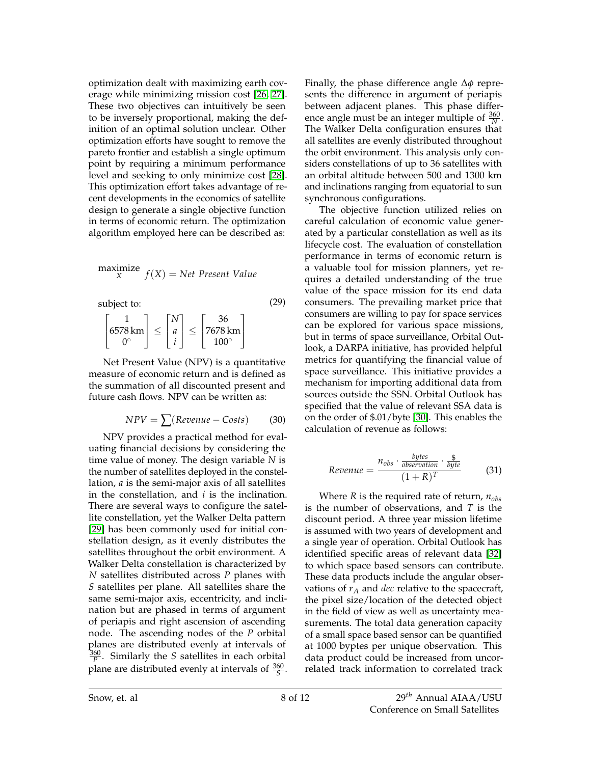optimization dealt with maximizing earth coverage while minimizing mission cost [26, 27]. These two objectives can intuitively be seen to be inversely proportional, making the definition of an optimal solution unclear. Other optimization efforts have sought to remove the pareto frontier and establish a single optimum point by requiring a minimum performance level and seeking to only minimize cost [28]. This optimization effort takes advantage of recent developments in the economics of satellite design to generate a single objective function in terms of economic return. The optimization algorithm employed here can be described as:

$$
\begin{aligned}
&\underset{X}{\text{maximize}} \quad f(X) = \textit{Net Present Value} \\
&\text{subject to:} \\
&\begin{bmatrix} 1 \\ 6578\,\text{km} \\ 0^\circ \end{bmatrix} \leq \begin{bmatrix} N \\ a \\ i \end{bmatrix} \leq \begin{bmatrix} 36 \\ 7678\,\text{km} \\ 100^\circ \end{bmatrix}
\end{aligned}
\tag{29}
$$

Net Present Value (NPV) is a quantitative measure of economic return and is defined as the summation of all discounted present and future cash flows. NPV can be written as:

$$
NPV = \sum (Revenue - Costs) \tag{30}
$$

NPV provides a practical method for evaluating financial decisions by considering the time value of money. The design variable $N$ is the number of satellites deployed in the constellation, $a$ is the semi-major axis of all satellites in the constellation, and $i$ is the inclination. There are several ways to configure the satellite constellation, yet the Walker Delta pattern [29] has been commonly used for initial constellation design, as it evenly distributes the satellites throughout the orbit environment. A Walker Delta constellation is characterized by $N$ satellites distributed across $P$ planes with $S$ satellites per plane. All satellites share the same semi-major axis, eccentricity, and inclination but are phased in terms of argument of periapis and right ascension of ascending node. The ascending nodes of the $P$ orbital planes are distributed evenly at intervals of $\frac{360}{P}$. Similarly the $S$ satellites in each orbital plane are distributed evenly at intervals of $\frac{360}{S}$. Finally, the phase difference angle $\Delta\phi$ represents the difference in argument of periapis between adjacent planes. This phase difference angle must be an integer multiple of $\frac{360}{N}$. The Walker Delta configuration ensures that all satellites are evenly distributed throughout the orbit environment. This analysis only considers constellations of up to 36 satellites with an orbital altitude between 500 and 1300 km and inclinations ranging from equatorial to sun synchronous configurations.

The objective function utilized relies on careful calculation of economic value generated by a particular constellation as well as its lifecycle cost. The evaluation of constellation performance in terms of economic return is a valuable tool for mission planners, yet requires a detailed understanding of the true value of the space mission for its end data consumers. The prevailing market price that consumers are willing to pay for space services can be explored for various space missions, but in terms of space surveillance, Orbital Outlook, a DARPA initiative, has provided helpful metrics for quantifying the financial value of space surveillance. This initiative provides a mechanism for importing additional data from sources outside the SSN. Orbital Outlook has specified that the value of relevant SSA data is on the order of \$.01/byte [30]. This enables the calculation of revenue as follows:

$$
Revenue = \frac{n_{obs} \cdot \frac{bytes}{observation} \cdot \frac{\$}{byte}}{(1+R)^T} \tag{31}
$$

Where $R$ is the required rate of return, $n_{obs}$ is the number of observations, and $T$ is the discount period. A three year mission lifetime is assumed with two years of development and a single year of operation. Orbital Outlook has identified specific areas of relevant data [32] to which space based sensors can contribute. These data products include the angular observations of $r_A$ and $dec$ relative to the spacecraft, the pixel size/location of the detected object in the field of view as well as uncertainty measurements. The total data generation capacity of a small space based sensor can be quantified at 1000 byptes per unique observation. This data product could be increased from uncorrelated track information to correlated track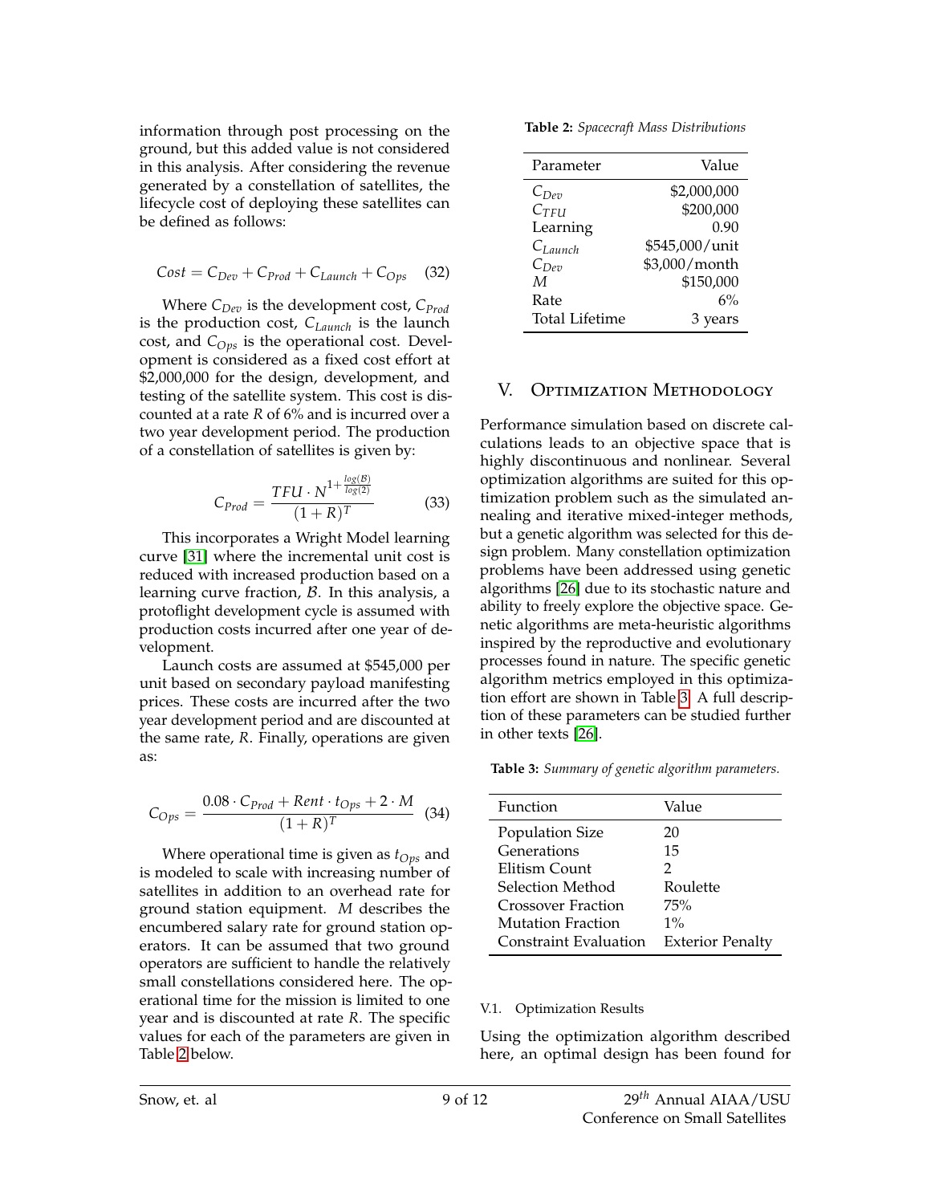information through post processing on the ground, but this added value is not considered in this analysis. After considering the revenue generated by a constellation of satellites, the lifecycle cost of deploying these satellites can be defined as follows:

$$Cost = C_{Dev} + C_{Prod} + C_{Launch} + C_{Ops} \quad (32)$$

Where $C_{Dev}$ is the development cost, $C_{Prod}$ is the production cost, $C_{Launch}$ is the launch cost, and $C_{Ops}$ is the operational cost. Development is considered as a fixed cost effort at $2,000,000 for the design, development, and testing of the satellite system. This cost is discounted at a rate $R$ of 6% and is incurred over a two year development period. The production of a constellation of satellites is given by:

$$C_{Prod} = \frac{TFU \cdot N^{1+\frac{log(\mathcal{B})}{log(2)}}}{(1+R)^T} \quad (33)$$

This incorporates a Wright Model learning curve [31] where the incremental unit cost is reduced with increased production based on a learning curve fraction, $\mathcal{B}$. In this analysis, a protoflight development cycle is assumed with production costs incurred after one year of development.

Launch costs are assumed at $545,000 per unit based on secondary payload manifesting prices. These costs are incurred after the two year development period and are discounted at the same rate, $R$. Finally, operations are given as:

$$C_{Ops} = \frac{0.08 \cdot C_{Prod} + Rent \cdot t_{Ops} + 2 \cdot M}{(1+R)^T} \quad (34)$$

Where operational time is given as $t_{Ops}$ and is modeled to scale with increasing number of satellites in addition to an overhead rate for ground station equipment. $M$ describes the encumbered salary rate for ground station operators. It can be assumed that two ground operators are sufficient to handle the relatively small constellations considered here. The operational time for the mission is limited to one year and is discounted at rate $R$. The specific values for each of the parameters are given in Table 2 below.

**Table 2:** *Spacecraft Mass Distributions*

| Parameter | Value |
|---|---|
| $C_{Dev}$ | $2,000,000 |
| $C_{TFU}$ | $200,000 |
| Learning | 0.90 |
| $C_{Launch}$ | $545,000/unit |
| $C_{Dev}$ | $3,000/month |
| $M$ | $150,000 |
| Rate | 6% |
| Total Lifetime | 3 years |

## V. Optimization Methodology

Performance simulation based on discrete calculations leads to an objective space that is highly discontinuous and nonlinear. Several optimization algorithms are suited for this optimization problem such as the simulated annealing and iterative mixed-integer methods, but a genetic algorithm was selected for this design problem. Many constellation optimization problems have been addressed using genetic algorithms [26] due to its stochastic nature and ability to freely explore the objective space. Genetic algorithms are meta-heuristic algorithms inspired by the reproductive and evolutionary processes found in nature. The specific genetic algorithm metrics employed in this optimization effort are shown in Table 3. A full description of these parameters can be studied further in other texts [26].

**Table 3:** *Summary of genetic algorithm parameters.*

| Function | Value |
|---|---|
| Population Size | 20 |
| Generations | 15 |
| Elitism Count | 2 |
| Selection Method | Roulette |
| Crossover Fraction | 75% |
| Mutation Fraction | 1% |
| Constraint Evaluation | Exterior Penalty |

### V.1. Optimization Results

Using the optimization algorithm described here, an optimal design has been found for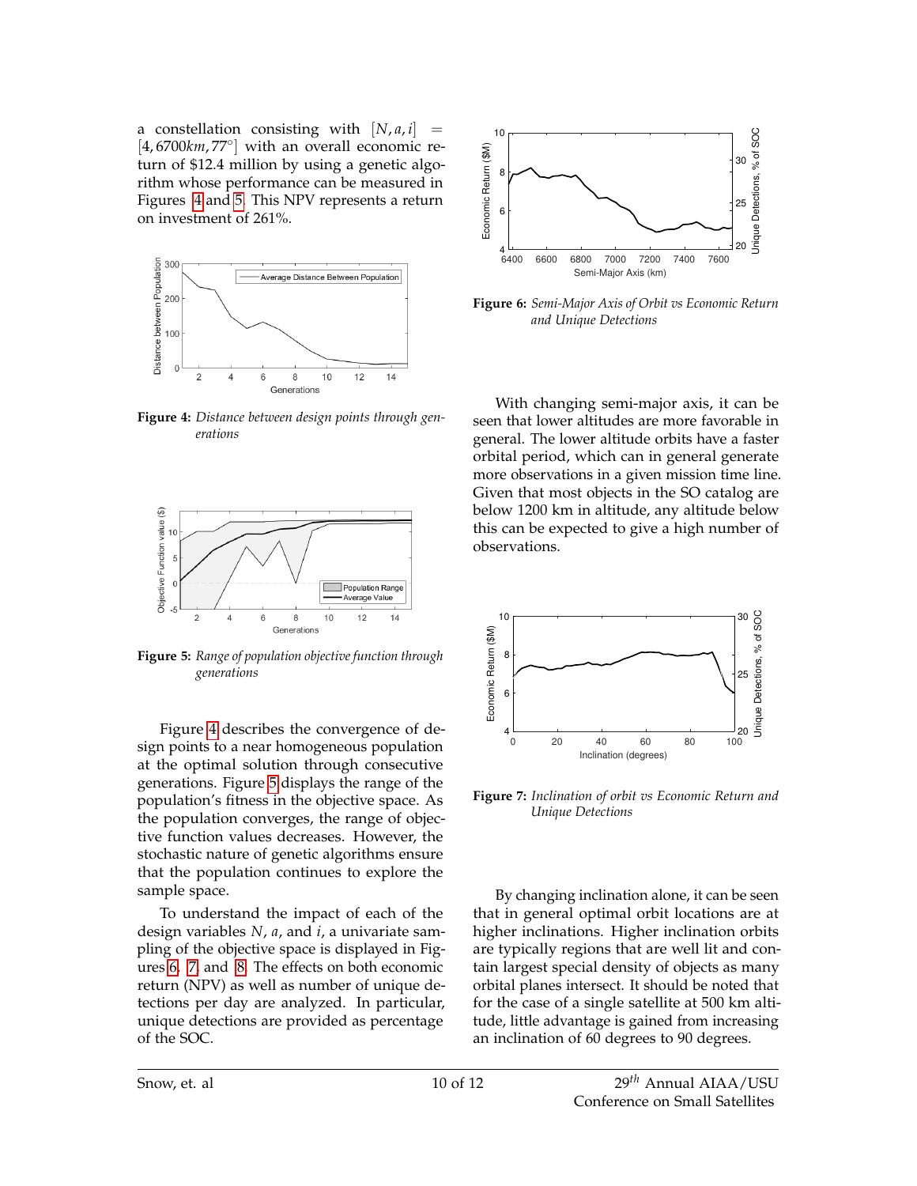a constellation consisting with $[N, a, i] = [4, 6700km, 77^{\circ}]$ with an overall economic return of \$12.4 million by using a genetic algorithm whose performance can be measured in Figures 4 and 5. This NPV represents a return on investment of 261%.

**Figure 4:** *Distance between design points through generations*

**Figure 5:** *Range of population objective function through generations*

Figure 4 describes the convergence of design points to a near homogeneous population at the optimal solution through consecutive generations. Figure 5 displays the range of the population's fitness in the objective space. As the population converges, the range of objective function values decreases. However, the stochastic nature of genetic algorithms ensure that the population continues to explore the sample space.

To understand the impact of each of the design variables $N$, $a$, and $i$, a univariate sampling of the objective space is displayed in Figures 6, 7 and 8. The effects on both economic return (NPV) as well as number of unique detections per day are analyzed. In particular, unique detections are provided as percentage of the SOC.

**Figure 6:** *Semi-Major Axis of Orbit vs Economic Return and Unique Detections*

With changing semi-major axis, it can be seen that lower altitudes are more favorable in general. The lower altitude orbits have a faster orbital period, which can in general generate more observations in a given mission time line. Given that most objects in the SO catalog are below 1200 km in altitude, any altitude below this can be expected to give a high number of observations.

**Figure 7:** *Inclination of orbit vs Economic Return and Unique Detections*

By changing inclination alone, it can be seen that in general optimal orbit locations are at higher inclinations. Higher inclination orbits are typically regions that are well lit and contain largest special density of objects as many orbital planes intersect. It should be noted that for the case of a single satellite at 500 km altitude, little advantage is gained from increasing an inclination of 60 degrees to 90 degrees.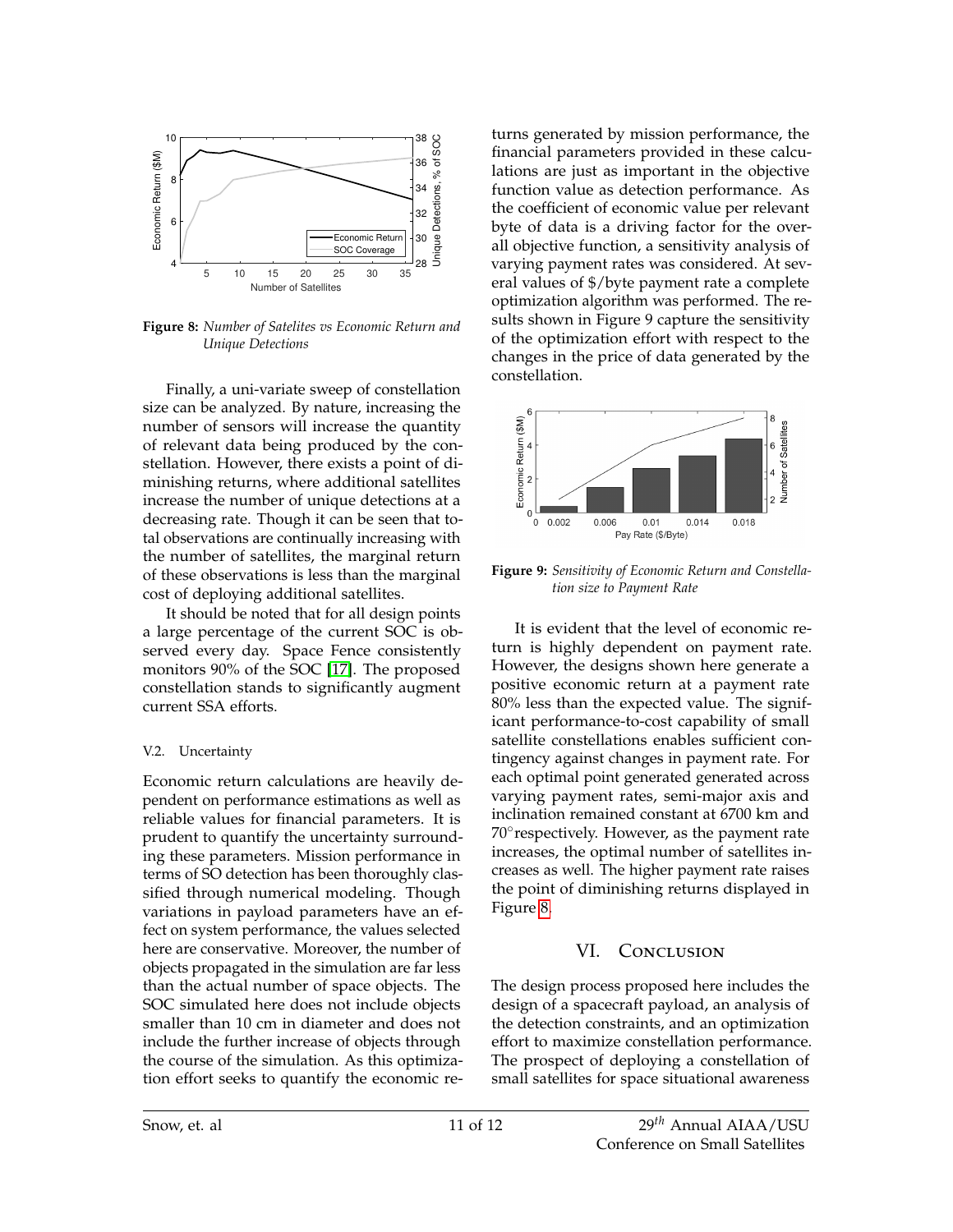**Figure 8:** *Number of Satelites vs Economic Return and Unique Detections*

Finally, a uni-variate sweep of constellation size can be analyzed. By nature, increasing the number of sensors will increase the quantity of relevant data being produced by the constellation. However, there exists a point of diminishing returns, where additional satellites increase the number of unique detections at a decreasing rate. Though it can be seen that total observations are continually increasing with the number of satellites, the marginal return of these observations is less than the marginal cost of deploying additional satellites.

It should be noted that for all design points a large percentage of the current SOC is observed every day. Space Fence consistently monitors 90% of the SOC [17]. The proposed constellation stands to significantly augment current SSA efforts.

### V.2. Uncertainty

Economic return calculations are heavily dependent on performance estimations as well as reliable values for financial parameters. It is prudent to quantify the uncertainty surrounding these parameters. Mission performance in terms of SO detection has been thoroughly classified through numerical modeling. Though variations in payload parameters have an effect on system performance, the values selected here are conservative. Moreover, the number of objects propagated in the simulation are far less than the actual number of space objects. The SOC simulated here does not include objects smaller than 10 cm in diameter and does not include the further increase of objects through the course of the simulation. As this optimization effort seeks to quantify the economic returns generated by mission performance, the financial parameters provided in these calculations are just as important in the objective function value as detection performance. As the coefficient of economic value per relevant byte of data is a driving factor for the overall objective function, a sensitivity analysis of varying payment rates was considered. At several values of $/byte payment rate a complete optimization algorithm was performed. The results shown in Figure 9 capture the sensitivity of the optimization effort with respect to the changes in the price of data generated by the constellation.

**Figure 9:** *Sensitivity of Economic Return and Constellation size to Payment Rate*

It is evident that the level of economic return is highly dependent on payment rate. However, the designs shown here generate a positive economic return at a payment rate 80% less than the expected value. The significant performance-to-cost capability of small satellite constellations enables sufficient contingency against changes in payment rate. For each optimal point generated generated across varying payment rates, semi-major axis and inclination remained constant at 6700 km and 70°respectively. However, as the payment rate increases, the optimal number of satellites increases as well. The higher payment rate raises the point of diminishing returns displayed in Figure 8.

## VI. Conclusion

The design process proposed here includes the design of a spacecraft payload, an analysis of the detection constraints, and an optimization effort to maximize constellation performance. The prospect of deploying a constellation of small satellites for space situational awareness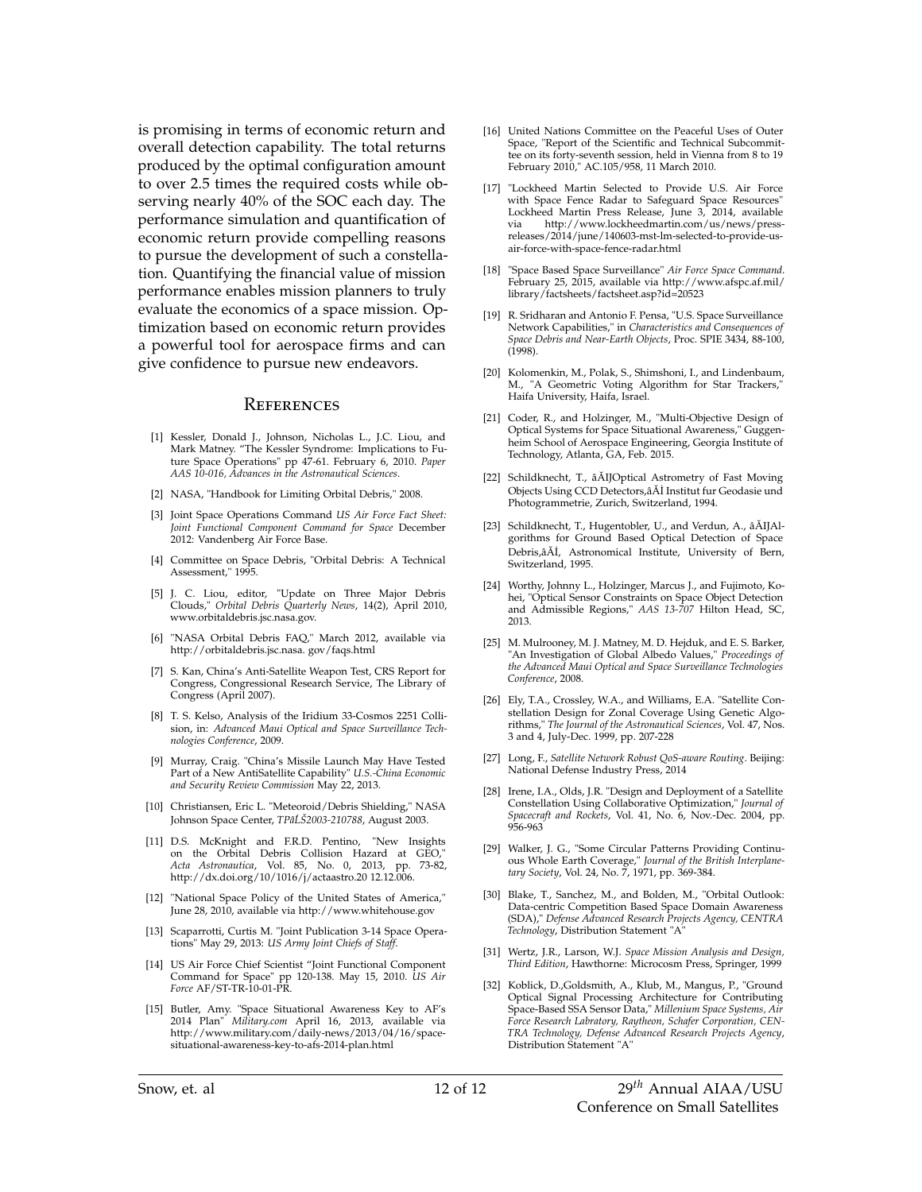is promising in terms of economic return and overall detection capability. The total returns produced by the optimal configuration amount to over 2.5 times the required costs while observing nearly 40% of the SOC each day. The performance simulation and quantification of economic return provide compelling reasons to pursue the development of such a constellation. Quantifying the financial value of mission performance enables mission planners to truly evaluate the economics of a space mission. Optimization based on economic return provides a powerful tool for aerospace firms and can give confidence to pursue new endeavors.

## References

[1] Kessler, Donald J., Johnson, Nicholas L., J.C. Liou, and Mark Matney. "The Kessler Syndrome: Implications to Future Space Operations" pp 47-61. February 6, 2010. *Paper AAS 10-016, Advances in the Astronautical Sciences*.

[2] NASA, "Handbook for Limiting Orbital Debris," 2008.

[3] Joint Space Operations Command *US Air Force Fact Sheet: Joint Functional Component Command for Space* December 2012: Vandenberg Air Force Base.

[4] Committee on Space Debris, "Orbital Debris: A Technical Assessment," 1995.

[5] J. C. Liou, editor, "Update on Three Major Debris Clouds," *Orbital Debris Quarterly News*, 14(2), April 2010, www.orbitaldebris.jsc.nasa.gov.

[6] "NASA Orbital Debris FAQ," March 2012, available via http://orbitaldebris.jsc.nasa. gov/faqs.html

[7] S. Kan, China's Anti-Satellite Weapon Test, CRS Report for Congress, Congressional Research Service, The Library of Congress (April 2007).

[8] T. S. Kelso, Analysis of the Iridium 33-Cosmos 2251 Collision, in: *Advanced Maui Optical and Space Surveillance Technologies Conference*, 2009.

[9] Murray, Craig. "China's Missile Launch May Have Tested Part of a New AntiSatellite Capability" *U.S.-China Economic and Security Review Commission* May 22, 2013.

[10] Christiansen, Eric L. "Meteoroid/Debris Shielding," NASA Johnson Space Center, *TPâĹŠ2003-210788*, August 2003.

[11] D.S. McKnight and F.R.D. Pentino, "New Insights on the Orbital Debris Collision Hazard at GEO," *Acta Astronautica*, Vol. 85, No. 0, 2013, pp. 73-82, http://dx.doi.org/10/1016/j/actaastro.20 12.12.006.

[12] "National Space Policy of the United States of America," June 28, 2010, available via http://www.whitehouse.gov

[13] Scaparrotti, Curtis M. "Joint Publication 3-14 Space Operations" May 29, 2013: *US Army Joint Chiefs of Staff*.

[14] US Air Force Chief Scientist "Joint Functional Component Command for Space" pp 120-138. May 15, 2010. *US Air Force* AF/ST-TR-10-01-PR.

[15] Butler, Amy. "Space Situational Awareness Key to AF's 2014 Plan" *Military.com* April 16, 2013, available via http://www.military.com/daily-news/2013/04/16/space-situational-awareness-key-to-afs-2014-plan.html

[16] United Nations Committee on the Peaceful Uses of Outer Space, "Report of the Scientific and Technical Subcommittee on its forty-seventh session, held in Vienna from 8 to 19 February 2010," AC.105/958, 11 March 2010.

[17] "Lockheed Martin Selected to Provide U.S. Air Force with Space Fence Radar to Safeguard Space Resources" Lockheed Martin Press Release, June 3, 2014, available via http://www.lockheedmartin.com/us/news/press-releases/2014/june/140603-mst-lm-selected-to-provide-us-air-force-with-space-fence-radar.html

[18] "Space Based Space Surveillance" *Air Force Space Command*. February 25, 2015, available via http://www.afspc.af.mil/ library/factsheets/factsheet.asp?id=20523

[19] R. Sridharan and Antonio F. Pensa, "U.S. Space Surveillance Network Capabilities," in *Characteristics and Consequences of Space Debris and Near-Earth Objects*, Proc. SPIE 3434, 88-100, (1998).

[20] Kolomenkin, M., Polak, S., Shimshoni, I., and Lindenbaum, M., "A Geometric Voting Algorithm for Star Trackers," Haifa University, Haifa, Israel.

[21] Coder, R., and Holzinger, M., "Multi-Objective Design of Optical Systems for Space Situational Awareness," Guggenheim School of Aerospace Engineering, Georgia Institute of Technology, Atlanta, GA, Feb. 2015.

[22] Schildknecht, T., âĂIJOptical Astrometry of Fast Moving Objects Using CCD Detectors,âĂİ Institut fur Geodasie und Photogrammetrie, Zurich, Switzerland, 1994.

[23] Schildknecht, T., Hugentobler, U., and Verdun, A., âĂIJAlgorithms for Ground Based Optical Detection of Space Debris,âĂİ, Astronomical Institute, University of Bern, Switzerland, 1995.

[24] Worthy, Johnny L., Holzinger, Marcus J., and Fujimoto, Kohei, "Optical Sensor Constraints on Space Object Detection and Admissible Regions," *AAS 13-707* Hilton Head, SC, 2013.

[25] M. Mulrooney, M. J. Matney, M. D. Hejduk, and E. S. Barker, "An Investigation of Global Albedo Values," *Proceedings of the Advanced Maui Optical and Space Surveillance Technologies Conference*, 2008.

[26] Ely, T.A., Crossley, W.A., and Williams, E.A. "Satellite Constellation Design for Zonal Coverage Using Genetic Algorithms," *The Journal of the Astronautical Sciences*, Vol. 47, Nos. 3 and 4, July-Dec. 1999, pp. 207-228

[27] Long, F., *Satellite Network Robust QoS-aware Routing*. Beijing: National Defense Industry Press, 2014

[28] Irene, I.A., Olds, J.R. "Design and Deployment of a Satellite Constellation Using Collaborative Optimization," *Journal of Spacecraft and Rockets*, Vol. 41, No. 6, Nov.-Dec. 2004, pp. 956-963

[29] Walker, J. G., "Some Circular Patterns Providing Continuous Whole Earth Coverage," *Journal of the British Interplanetary Society*, Vol. 24, No. 7, 1971, pp. 369-384.

[30] Blake, T., Sanchez, M., and Bolden, M., "Orbital Outlook: Data-centric Competition Based Space Domain Awareness (SDA)," *Defense Advanced Research Projects Agency, CENTRA Technology*, Distribution Statement "A"

[31] Wertz, J.R., Larson, W.J. *Space Mission Analysis and Design, Third Edition*, Hawthorne: Microcosm Press, Springer, 1999

[32] Koblick, D.,Goldsmith, A., Klub, M., Mangus, P., "Ground Optical Signal Processing Architecture for Contributing Space-Based SSA Sensor Data," *Millenium Space Systems, Air Force Research Laboratory, Raytheon, Schafer Corporation, CENTRA Technology, Defense Advanced Research Projects Agency*, Distribution Statement "A"